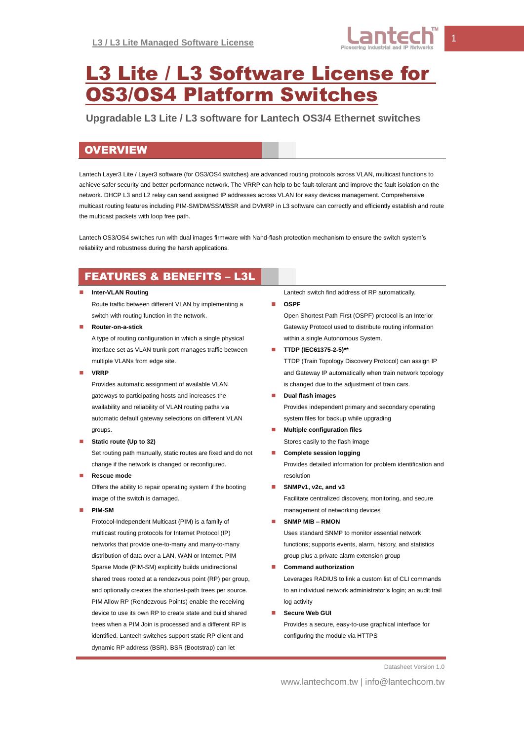// L3 / L3 Lite Managed Software License

# L3 Lite / L3 Software License for OS3/OS4 Platform Switches

**Upgradable L3 Lite / L3 software for Lantech OS3/4 Ethernet switches**

## OVERVIEW

Lantech Layer3 Lite / Layer3 software (for OS3/OS4 switches) are advanced routing protocols across VLAN, multicast functions to achieve safer security and better performance network. The VRRP can help to be fault-tolerant and improve the fault isolation on the network. DHCP L3 and L2 relay can send assigned IP addresses across VLAN for easy devices management. Comprehensive multicast routing features including PIM-SM/DM/SSM/BSR and DVMRP in L3 software can correctly and efficiently establish and route the multicast packets with loop free path.

Lantech OS3/OS4 switches run with dual images firmware with Nand-flash protection mechanism to ensure the switch system's reliability and robustness during the harsh applications.

## FEATURES & BENEFITS – L3L

- **Inter-VLAN Routing**
  Route traffic between different VLAN by implementing a switch with routing function in the network.
- **Router-on-a-stick**
  A type of routing configuration in which a single physical interface set as VLAN trunk port manages traffic between multiple VLANs from edge site.
- **VRRP**
  Provides automatic assignment of available VLAN gateways to participating hosts and increases the availability and reliability of VLAN routing paths via automatic default gateway selections on different VLAN groups.
- **Static route (Up to 32)**
  Set routing path manually, static routes are fixed and do not change if the network is changed or reconfigured.
- **Rescue mode**
  Offers the ability to repair operating system if the booting image of the switch is damaged.
- **PIM-SM**
  Protocol-Independent Multicast (PIM) is a family of multicast routing protocols for Internet Protocol (IP) networks that provide one-to-many and many-to-many distribution of data over a LAN, WAN or Internet. PIM Sparse Mode (PIM-SM) explicitly builds unidirectional shared trees rooted at a rendezvous point (RP) per group, and optionally creates the shortest-path trees per source. PIM Allow RP (Rendezvous Points) enable the receiving device to use its own RP to create state and build shared trees when a PIM Join is processed and a different RP is identified. Lantech switches support static RP client and dynamic RP address (BSR). BSR (Bootstrap) can let Lantech switch find address of RP automatically.
- **OSPF**
  Open Shortest Path First (OSPF) protocol is an Interior Gateway Protocol used to distribute routing information within a single Autonomous System.
- **TTDP (IEC61375-2-5)\*\***
  TTDP (Train Topology Discovery Protocol) can assign IP and Gateway IP automatically when train network topology is changed due to the adjustment of train cars.
- **Dual flash images**
  Provides independent primary and secondary operating system files for backup while upgrading
- **Multiple configuration files**
  Stores easily to the flash image
- **Complete session logging**
  Provides detailed information for problem identification and resolution
- **SNMPv1, v2c, and v3**
  Facilitate centralized discovery, monitoring, and secure management of networking devices
- **SNMP MIB – RMON**
  Uses standard SNMP to monitor essential network functions; supports events, alarm, history, and statistics group plus a private alarm extension group
- **Command authorization**
  Leverages RADIUS to link a custom list of CLI commands to an individual network administrator's login; an audit trail log activity
- **Secure Web GUI**
  Provides a secure, easy-to-use graphical interface for configuring the module via HTTPS

Datasheet Version 1.0

www.lantechcom.tw | info@lantechcom.tw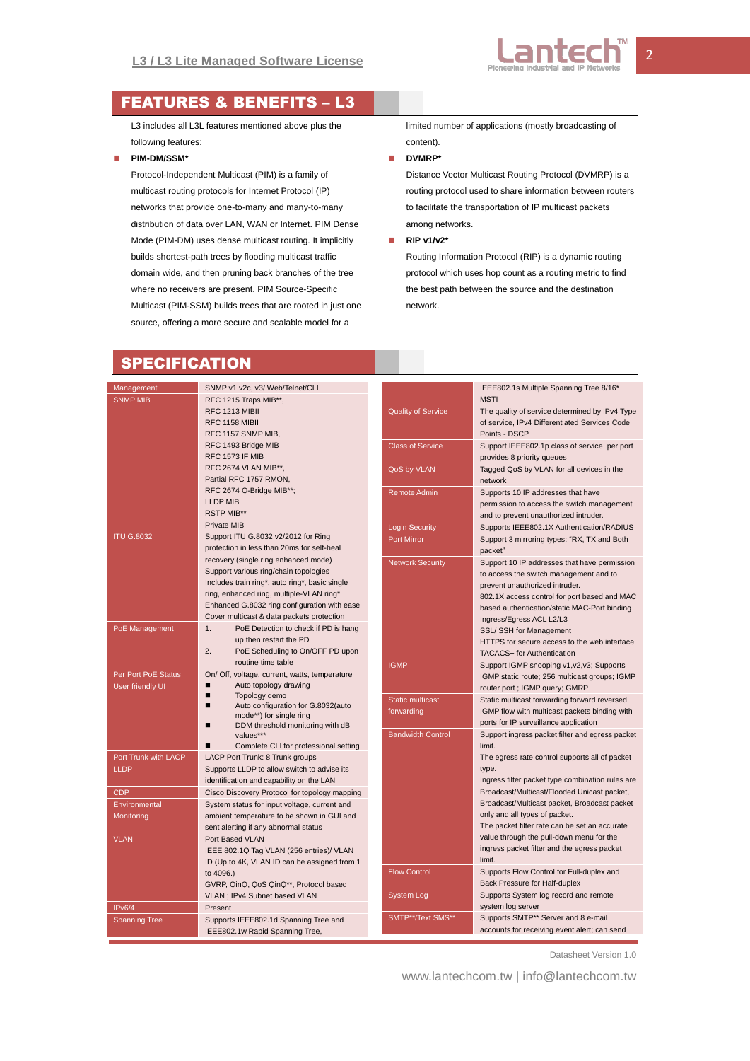## FEATURES & BENEFITS – L3

L3 includes all L3L features mentioned above plus the following features:

- **PIM-DM/SSM***

  Protocol-Independent Multicast (PIM) is a family of multicast routing protocols for Internet Protocol (IP) networks that provide one-to-many and many-to-many distribution of data over LAN, WAN or Internet. PIM Dense Mode (PIM-DM) uses dense multicast routing. It implicitly builds shortest-path trees by flooding multicast traffic domain wide, and then pruning back branches of the tree where no receivers are present. PIM Source-Specific Multicast (PIM-SSM) builds trees that are rooted in just one source, offering a more secure and scalable model for a limited number of applications (mostly broadcasting of content).

- **DVMRP***

  Distance Vector Multicast Routing Protocol (DVMRP) is a routing protocol used to share information between routers to facilitate the transportation of IP multicast packets among networks.

- **RIP v1/v2***

  Routing Information Protocol (RIP) is a dynamic routing protocol which uses hop count as a routing metric to find the best path between the source and the destination network.

## SPECIFICATION

| | |
|---|---|
| Management | SNMP v1 v2c, v3/ Web/Telnet/CLI |
| SNMP MIB | RFC 1215 Traps MIB**, RFC 1213 MIBII, RFC 1158 MIBII, RFC 1157 SNMP MIB, RFC 1493 Bridge MIB, RFC 1573 IF MIB, RFC 2674 VLAN MIB**, Partial RFC 1757 RMON, RFC 2674 Q-Bridge MIB**; LLDP MIB, RSTP MIB**, Private MIB |
| ITU G.8032 | Support ITU G.8032 v2/2012 for Ring protection in less than 20ms for self-heal recovery (single ring enhanced mode)<br>Support various ring/chain topologies<br>Includes train ring*, auto ring*, basic single ring, enhanced ring, multiple-VLAN ring*<br>Enhanced G.8032 ring configuration with ease<br>Cover multicast & data packets protection |
| PoE Management | 1. PoE Detection to check if PD is hang up then restart the PD<br>2. PoE Scheduling to On/OFF PD upon routine time table |
| Per Port PoE Status | On/ Off, voltage, current, watts, temperature |
| User friendly UI | ■ Auto topology drawing<br>■ Topology demo<br>■ Auto configuration for G.8032(auto mode**) for single ring<br>■ DDM threshold monitoring with dB values***<br>■ Complete CLI for professional setting |
| Port Trunk with LACP | LACP Port Trunk: 8 Trunk groups |
| LLDP | Supports LLDP to allow switch to advise its identification and capability on the LAN |
| CDP | Cisco Discovery Protocol for topology mapping |
| Environmental Monitoring | System status for input voltage, current and ambient temperature to be shown in GUI and sent alerting if any abnormal status |
| VLAN | Port Based VLAN<br>IEEE 802.1Q Tag VLAN (256 entries)/ VLAN ID (Up to 4K, VLAN ID can be assigned from 1 to 4096.)<br>GVRP, QinQ, QoS QinQ**, Protocol based VLAN ; IPv4 Subnet based VLAN |
| IPv6/4 | Present |
| Spanning Tree | Supports IEEE802.1d Spanning Tree and IEEE802.1w Rapid Spanning Tree, IEEE802.1s Multiple Spanning Tree 8/16* MSTI |
| Quality of Service | The quality of service determined by IPv4 Type of service, IPv4 Differentiated Services Code Points - DSCP |
| Class of Service | Support IEEE802.1p class of service, per port provides 8 priority queues |
| QoS by VLAN | Tagged QoS by VLAN for all devices in the network |
| Remote Admin | Supports 10 IP addresses that have permission to access the switch management and to prevent unauthorized intruder. |
| Login Security | Supports IEEE802.1X Authentication/RADIUS |
| Port Mirror | Support 3 mirroring types: "RX, TX and Both packet" |
| Network Security | Support 10 IP addresses that have permission to access the switch management and to prevent unauthorized intruder.<br>802.1X access control for port based and MAC based authentication/static MAC-Port binding<br>Ingress/Egress ACL L2/L3<br>SSL/ SSH for Management<br>HTTPS for secure access to the web interface<br>TACACS+ for Authentication |
| IGMP | Support IGMP snooping v1,v2,v3; Supports IGMP static route; 256 multicast groups; IGMP router port ; IGMP query; GMRP |
| Static multicast forwarding | Static multicast forwarding forward reversed IGMP flow with multicast packets binding with ports for IP surveillance application |
| Bandwidth Control | Support ingress packet filter and egress packet limit.<br>The egress rate control supports all of packet type.<br>Ingress filter packet type combination rules are Broadcast/Multicast/Flooded Unicast packet, Broadcast/Multicast packet, Broadcast packet only and all types of packet.<br>The packet filter rate can be set an accurate value through the pull-down menu for the ingress packet filter and the egress packet limit. |
| Flow Control | Supports Flow Control for Full-duplex and Back Pressure for Half-duplex |
| System Log | Supports System log record and remote system log server |
| SMTP**/Text SMS** | Supports SMTP** Server and 8 e-mail accounts for receiving event alert; can send |

Datasheet Version 1.0

www.lantechcom.tw | info@lantechcom.tw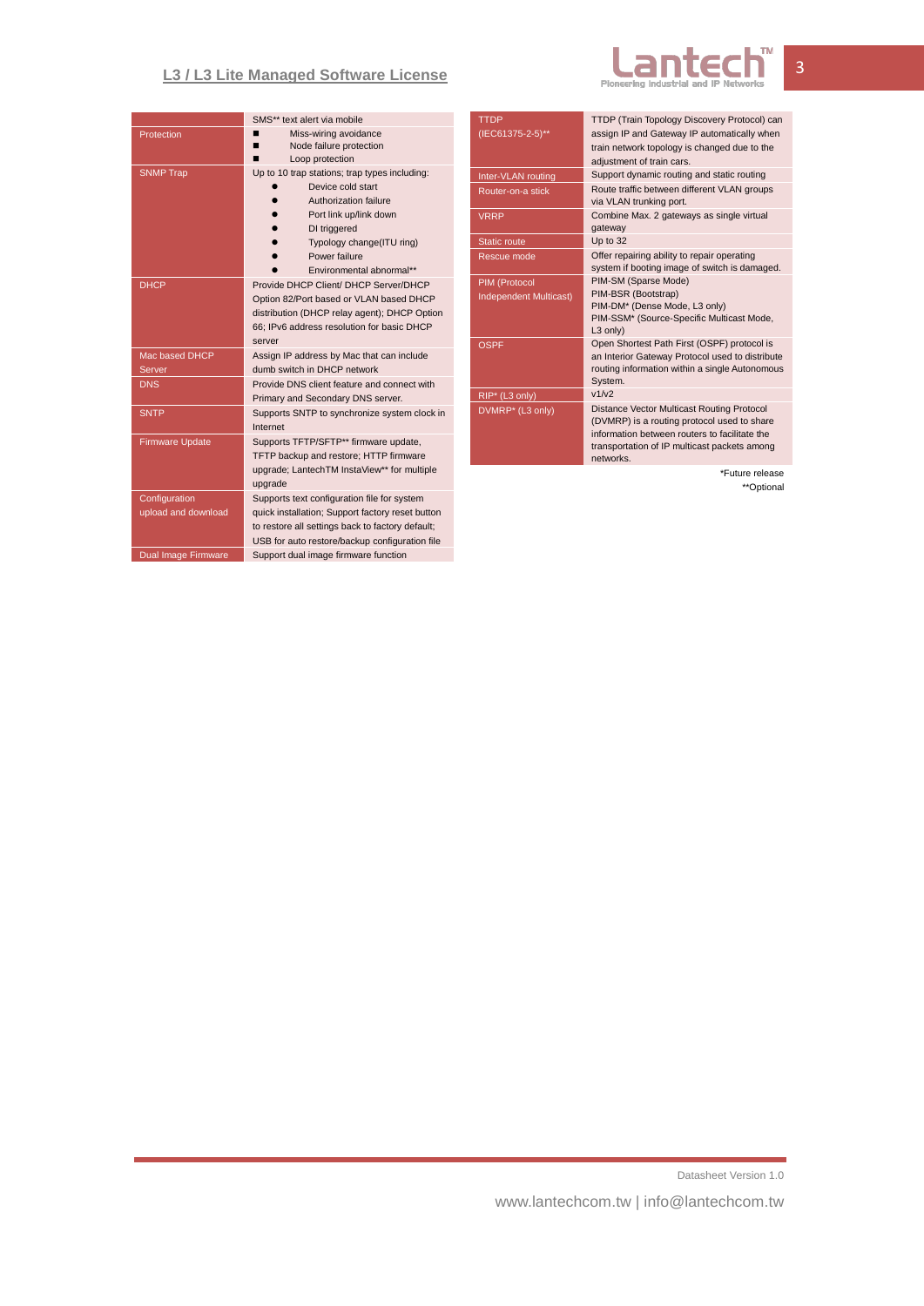## L3 / L3 Lite Managed Software License

| | |
|---|---|
| | SMS** text alert via mobile |
| Protection | ■ Miss-wiring avoidance<br>■ Node failure protection<br>■ Loop protection |
| SNMP Trap | Up to 10 trap stations; trap types including:<br>● Device cold start<br>● Authorization failure<br>● Port link up/link down<br>● DI triggered<br>● Typology change(ITU ring)<br>● Power failure<br>● Environmental abnormal** |
| DHCP | Provide DHCP Client/ DHCP Server/DHCP Option 82/Port based or VLAN based DHCP distribution (DHCP relay agent); DHCP Option 66; IPv6 address resolution for basic DHCP server |
| Mac based DHCP Server | Assign IP address by Mac that can include dumb switch in DHCP network |
| DNS | Provide DNS client feature and connect with Primary and Secondary DNS server. |
| SNTP | Supports SNTP to synchronize system clock in Internet |
| Firmware Update | Supports TFTP/SFTP** firmware update, TFTP backup and restore; HTTP firmware upgrade; LantechTM InstaView** for multiple upgrade |
| Configuration upload and download | Supports text configuration file for system quick installation; Support factory reset button to restore all settings back to factory default; USB for auto restore/backup configuration file |
| Dual Image Firmware | Support dual image firmware function |
| TTDP (IEC61375-2-5)** | TTDP (Train Topology Discovery Protocol) can assign IP and Gateway IP automatically when train network topology is changed due to the adjustment of train cars. |
| Inter-VLAN routing | Support dynamic routing and static routing |
| Router-on-a stick | Route traffic between different VLAN groups via VLAN trunking port. |
| VRRP | Combine Max. 2 gateways as single virtual gateway |
| Static route | Up to 32 |
| Rescue mode | Offer repairing ability to repair operating system if booting image of switch is damaged. |
| PIM (Protocol Independent Multicast) | PIM-SM (Sparse Mode)<br>PIM-BSR (Bootstrap)<br>PIM-DM* (Dense Mode, L3 only)<br>PIM-SSM* (Source-Specific Multicast Mode, L3 only) |
| OSPF | Open Shortest Path First (OSPF) protocol is an Interior Gateway Protocol used to distribute routing information within a single Autonomous System. |
| RIP* (L3 only) | v1/v2 |
| DVMRP* (L3 only) | Distance Vector Multicast Routing Protocol (DVMRP) is a routing protocol used to share information between routers to facilitate the transportation of IP multicast packets among networks. |

*Future release

**Optional

Datasheet Version 1.0

www.lantechcom.tw | info@lantechcom.tw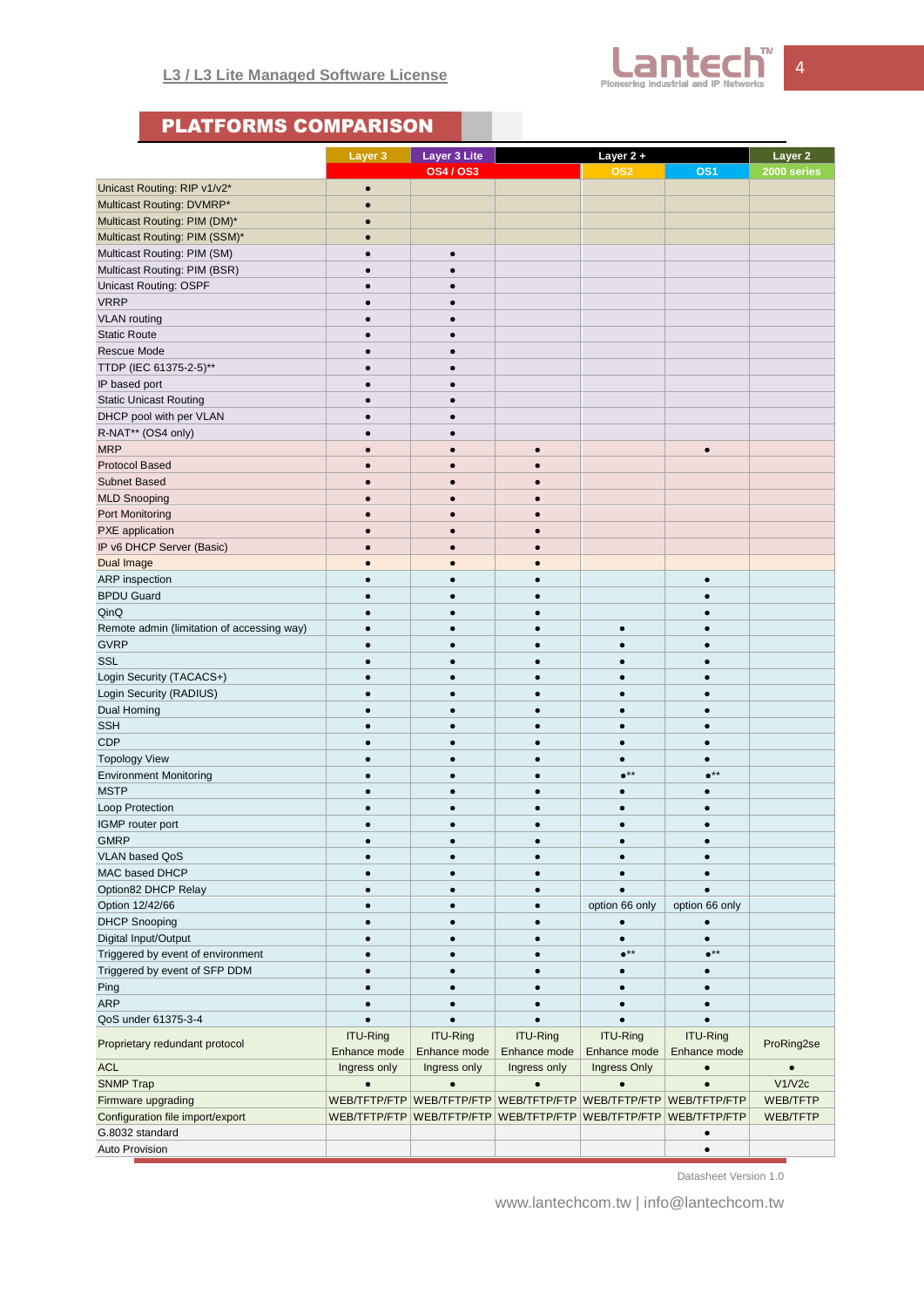## PLATFORMS COMPARISON

| | Layer 3 | Layer 3 Lite | Layer 2 + | | | Layer 2 |
|---|---|---|---|---|---|---|
| | OS4 / OS3 | | | OS2 | OS1 | 2000 series |
| Unicast Routing: RIP v1/v2* | • | | | | | |
| Multicast Routing: DVMRP* | • | | | | | |
| Multicast Routing: PIM (DM)* | • | | | | | |
| Multicast Routing: PIM (SSM)* | • | | | | | |
| Multicast Routing: PIM (SM) | • | • | | | | |
| Multicast Routing: PIM (BSR) | • | • | | | | |
| Unicast Routing: OSPF | • | • | | | | |
| VRRP | • | • | | | | |
| VLAN routing | • | • | | | | |
| Static Route | • | • | | | | |
| Rescue Mode | • | • | | | | |
| TTDP (IEC 61375-2-5)** | • | • | | | | |
| IP based port | • | • | | | | |
| Static Unicast Routing | • | • | | | | |
| DHCP pool with per VLAN | • | • | | | | |
| R-NAT** (OS4 only) | • | • | | | | |
| MRP | • | • | • | | • | |
| Protocol Based | • | • | • | | | |
| Subnet Based | • | • | • | | | |
| MLD Snooping | • | • | • | | | |
| Port Monitoring | • | • | • | | | |
| PXE application | • | • | • | | | |
| IP v6 DHCP Server (Basic) | • | • | • | | | |
| Dual Image | • | • | • | | | |
| ARP inspection | • | • | • | | • | |
| BPDU Guard | • | • | • | | • | |
| QinQ | • | • | • | | • | |
| Remote admin (limitation of accessing way) | • | • | • | • | • | |
| GVRP | • | • | • | • | • | |
| SSL | • | • | • | • | • | |
| Login Security (TACACS+) | • | • | • | • | • | |
| Login Security (RADIUS) | • | • | • | • | • | |
| Dual Homing | • | • | • | • | • | |
| SSH | • | • | • | • | • | |
| CDP | • | • | • | • | • | |
| Topology View | • | • | • | • | • | |
| Environment Monitoring | • | • | • | •** | •** | |
| MSTP | • | • | • | • | • | |
| Loop Protection | • | • | • | • | • | |
| IGMP router port | • | • | • | • | • | |
| GMRP | • | • | • | • | • | |
| VLAN based QoS | • | • | • | • | • | |
| MAC based DHCP | • | • | • | • | • | |
| Option82 DHCP Relay | • | • | • | • | • | |
| Option 12/42/66 | • | • | • | option 66 only | option 66 only | |
| DHCP Snooping | • | • | • | • | • | |
| Digital Input/Output | • | • | • | • | • | |
| Triggered by event of environment | • | • | • | •** | •** | |
| Triggered by event of SFP DDM | • | • | • | • | • | |
| Ping | • | • | • | • | • | |
| ARP | • | • | • | • | • | |
| QoS under 61375-3-4 | • | • | • | • | • | |
| Proprietary redundant protocol | ITU-Ring Enhance mode | ITU-Ring Enhance mode | ITU-Ring Enhance mode | ITU-Ring Enhance mode | ITU-Ring Enhance mode | ProRing2se |
| ACL | Ingress only | Ingress only | Ingress only | Ingress Only | • | • |
| SNMP Trap | • | • | • | • | • | V1/V2c |
| Firmware upgrading | WEB/TFTP/FTP | WEB/TFTP/FTP | WEB/TFTP/FTP | WEB/TFTP/FTP | WEB/TFTP/FTP | WEB/TFTP |
| Configuration file import/export | WEB/TFTP/FTP | WEB/TFTP/FTP | WEB/TFTP/FTP | WEB/TFTP/FTP | WEB/TFTP/FTP | WEB/TFTP |
| G.8032 standard | | | | | • | |
| Auto Provision | | | | | • | |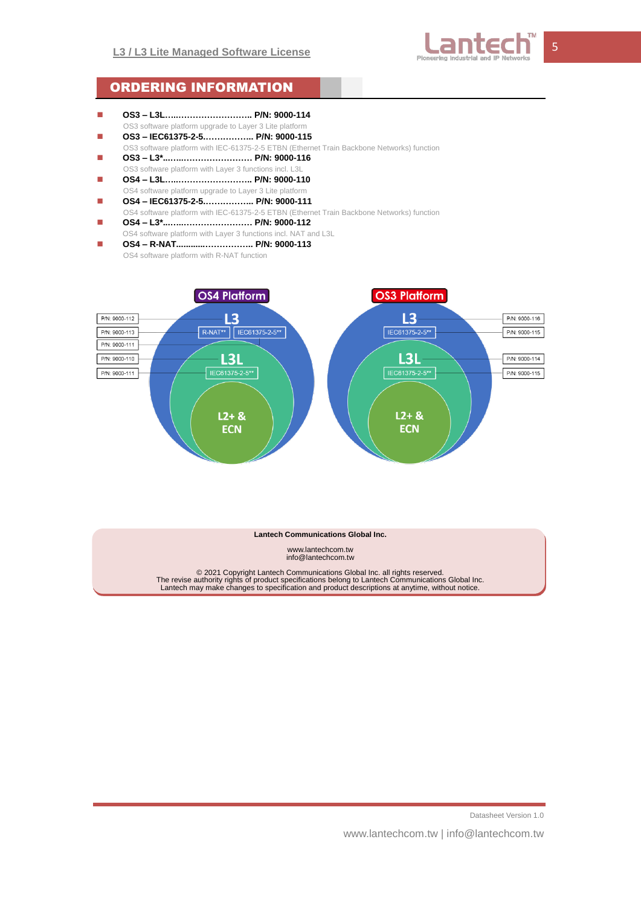## ORDERING INFORMATION

- **OS3 – L3L…..……………………….. P/N: 9000-114**
  OS3 software platform upgrade to Layer 3 Lite platform
- **OS3 – IEC61375-2-5……………... P/N: 9000-115**
  OS3 software platform with IEC-61375-2-5 ETBN (Ethernet Train Backbone Networks) function
- **OS3 – L3*…….……………………. P/N: 9000-116**
  OS3 software platform with Layer 3 functions incl. L3L
- **OS4 – L3L…..……………………….. P/N: 9000-110**
  OS4 software platform upgrade to Layer 3 Lite platform
- **OS4 – IEC61375-2-5……………... P/N: 9000-111**
  OS4 software platform with IEC-61375-2-5 ETBN (Ethernet Train Backbone Networks) function
- **OS4 – L3*…….……………………. P/N: 9000-112**
  OS4 software platform with Layer 3 functions incl. NAT and L3L
- **OS4 – R-NAT..........…………….. P/N: 9000-113**
  OS4 software platform with R-NAT function

OS4 Platform

P/N: 9000-112
P/N: 9000-113
P/N: 9000-111
P/N: 9000-110
P/N: 9000-111

L3
R-NAT**
IEC61375-2-5**
L3L
IEC61375-2-5**
L2+ & ECN

OS3 Platform

L3
IEC61375-2-5**
L3L
IEC61375-2-5**
L2+ & ECN

P/N: 9000-116
P/N: 9000-115
P/N: 9000-114
P/N: 9000-115

**Lantech Communications Global Inc.**

www.lantechcom.tw
info@lantechcom.tw

© 2021 Copyright Lantech Communications Global Inc. all rights reserved.
The revise authority rights of product specifications belong to Lantech Communications Global Inc.
Lantech may make changes to specification and product descriptions at anytime, without notice.